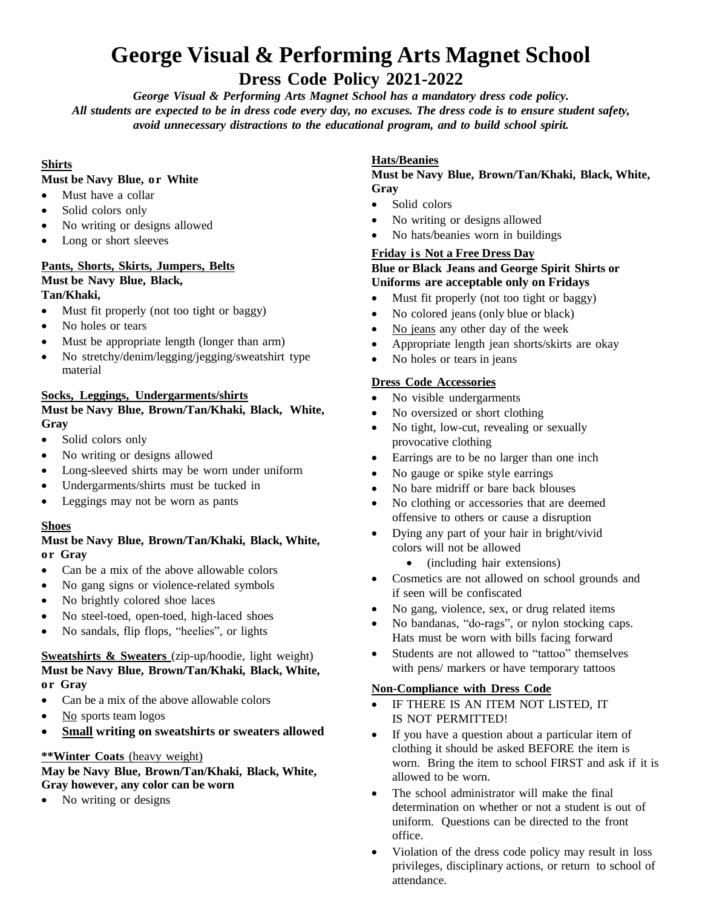# George Visual & Performing Arts Magnet School

## Dress Code Policy 2021-2022

***George Visual & Performing Arts Magnet School has a mandatory dress code policy. All students are expected to be in dress code every day, no excuses. The dress code is to ensure student safety, avoid unnecessary distractions to the educational program, and to build school spirit.***

### Shirts

**Must be Navy Blue, or White**

- Must have a collar
- Solid colors only
- No writing or designs allowed
- Long or short sleeves

### Pants, Shorts, Skirts, Jumpers, Belts

**Must be Navy Blue, Black, Tan/Khaki,**

- Must fit properly (not too tight or baggy)
- No holes or tears
- Must be appropriate length (longer than arm)
- No stretchy/denim/legging/jegging/sweatshirt type material

### Socks, Leggings, Undergarments/shirts

**Must be Navy Blue, Brown/Tan/Khaki, Black, White, Gray**

- Solid colors only
- No writing or designs allowed
- Long-sleeved shirts may be worn under uniform
- Undergarments/shirts must be tucked in
- Leggings may not be worn as pants

### Shoes

**Must be Navy Blue, Brown/Tan/Khaki, Black, White, or Gray**

- Can be a mix of the above allowable colors
- No gang signs or violence-related symbols
- No brightly colored shoe laces
- No steel-toed, open-toed, high-laced shoes
- No sandals, flip flops, "heelies", or lights

### Sweatshirts & Sweaters (zip-up/hoodie, light weight)

**Must be Navy Blue, Brown/Tan/Khaki, Black, White, or Gray**

- Can be a mix of the above allowable colors
- No sports team logos
- **Small writing on sweatshirts or sweaters allowed**

### **Winter Coats (heavy weight)

**May be Navy Blue, Brown/Tan/Khaki, Black, White, Gray however, any color can be worn**

- No writing or designs

### Hats/Beanies

**Must be Navy Blue, Brown/Tan/Khaki, Black, White, Gray**

- Solid colors
- No writing or designs allowed
- No hats/beanies worn in buildings

### Friday is Not a Free Dress Day

**Blue or Black Jeans and George Spirit Shirts or Uniforms are acceptable only on Fridays**

- Must fit properly (not too tight or baggy)
- No colored jeans (only blue or black)
- No jeans any other day of the week
- Appropriate length jean shorts/skirts are okay
- No holes or tears in jeans

### Dress Code Accessories

- No visible undergarments
- No oversized or short clothing
- No tight, low-cut, revealing or sexually provocative clothing
- Earrings are to be no larger than one inch
- No gauge or spike style earrings
- No bare midriff or bare back blouses
- No clothing or accessories that are deemed offensive to others or cause a disruption
- Dying any part of your hair in bright/vivid colors will not be allowed
  - (including hair extensions)
- Cosmetics are not allowed on school grounds and if seen will be confiscated
- No gang, violence, sex, or drug related items
- No bandanas, "do-rags", or nylon stocking caps. Hats must be worn with bills facing forward
- Students are not allowed to "tattoo" themselves with pens/ markers or have temporary tattoos

### Non-Compliance with Dress Code

- IF THERE IS AN ITEM NOT LISTED, IT IS NOT PERMITTED!
- If you have a question about a particular item of clothing it should be asked BEFORE the item is worn. Bring the item to school FIRST and ask if it is allowed to be worn.
- The school administrator will make the final determination on whether or not a student is out of uniform. Questions can be directed to the front office.
- Violation of the dress code policy may result in loss privileges, disciplinary actions, or return to school of attendance.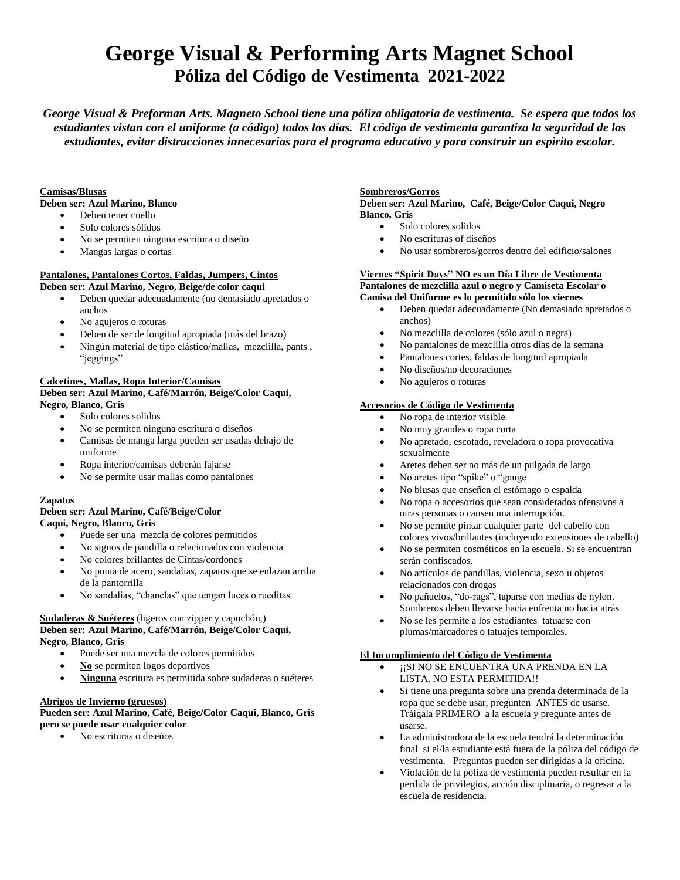# George Visual & Performing Arts Magnet School

## Póliza del Código de Vestimenta 2021-2022

***George Visual & Preforman Arts. Magneto School tiene una póliza obligatoria de vestimenta. Se espera que todos los estudiantes vistan con el uniforme (a código) todos los días. El código de vestimenta garantiza la seguridad de los estudiantes, evitar distracciones innecesarias para el programa educativo y para construir un espirito escolar.***

<u>**Camisas/Blusas**</u>
**Deben ser: Azul Marino, Blanco**

- Deben tener cuello
- Solo colores sólidos
- No se permiten ninguna escritura o diseño
- Mangas largas o cortas

<u>**Pantalones, Pantalones Cortos, Faldas, Jumpers, Cintos**</u>
**Deben ser: Azul Marino, Negro, Beige/de color caqui**

- Deben quedar adecuadamente (no demasiado apretados o anchos
- No agujeros o roturas
- Deben de ser de longitud apropiada (más del brazo)
- Ningún material de tipo elástico/mallas, mezclilla, pants , "jeggings"

<u>**Calcetines, Mallas, Ropa Interior/Camisas**</u>
**Deben ser: Azul Marino, Café/Marrón, Beige/Color Caqui, Negro, Blanco, Gris**

- Solo colores solidos
- No se permiten ninguna escritura o diseños
- Camisas de manga larga pueden ser usadas debajo de uniforme
- Ropa interior/camisas deberán fajarse
- No se permite usar mallas como pantalones

<u>**Zapatos**</u>
**Deben ser: Azul Marino, Café/Beige/Color Caqui, Negro, Blanco, Gris**

- Puede ser una mezcla de colores permitidos
- No signos de pandilla o relacionados con violencia
- No colores brillantes de Cintas/cordones
- No punta de acero, sandalias, zapatos que se enlazan arriba de la pantorrilla
- No sandalias, "chanclas" que tengan luces o rueditas

<u>**Sudaderas & Suéteres**</u> (ligeros con zipper y capuchón,)
**Deben ser: Azul Marino, Café/Marrón, Beige/Color Caqui, Negro, Blanco, Gris**

- Puede ser una mezcla de colores permitidos
- <u>**No**</u> se permiten logos deportivos
- <u>**Ninguna**</u> escritura es permitida sobre sudaderas o suéteres

<u>**Abrigos de Invierno (gruesos)**</u>
**Pueden ser: Azul Marino, Café, Beige/Color Caqui, Blanco, Gris pero se puede usar cualquier color**

- No escrituras o diseños

<u>**Sombreros/Gorros**</u>
**Deben ser: Azul Marino, Café, Beige/Color Caqui, Negro Blanco, Gris**

- Solo colores solidos
- No escrituras of diseños
- No usar sombreros/gorros dentro del edificio/salones

<u>**Viernes "Spirit Days" NO es un Día Libre de Vestimenta**</u>
**Pantalones de mezclilla azul o negro y Camiseta Escolar o Camisa del Uniforme es lo permitido sólo los viernes**

- Deben quedar adecuadamente (No demasiado apretados o anchos)
- No mezclilla de colores (sólo azul o negra)
- <u>No pantalones de mezclilla</u> otros días de la semana
- Pantalones cortes, faldas de longitud apropiada
- No diseños/no decoraciones
- No agujeros o roturas

<u>**Accesorios de Código de Vestimenta**</u>

- No ropa de interior visible
- No muy grandes o ropa corta
- No apretado, escotado, reveladora o ropa provocativa sexualmente
- Aretes deben ser no más de un pulgada de largo
- No aretes tipo "spike" o "gauge
- No blusas que enseñen el estómago o espalda
- No ropa o accesorios que sean considerados ofensivos a otras personas o causen una interrupción.
- No se permite pintar cualquier parte del cabello con colores vivos/brillantes (incluyendo extensiones de cabello)
- No se permiten cosméticos en la escuela. Si se encuentran serán confiscados.
- No artículos de pandillas, violencia, sexo u objetos relacionados con drogas
- No pañuelos, "do-rags", taparse con medias de nylon. Sombreros deben llevarse hacia enfrenta no hacia atrás
- No se les permite a los estudiantes tatuarse con plumas/marcadores o tatuajes temporales.

<u>**El Incumplimiento del Código de Vestimenta**</u>

- ¡¡SI NO SE ENCUENTRA UNA PRENDA EN LA LISTA, NO ESTA PERMITIDA!!
- Si tiene una pregunta sobre una prenda determinada de la ropa que se debe usar, pregunten ANTES de usarse. Tráigala PRIMERO a la escuela y pregunte antes de usarse.
- La administradora de la escuela tendrá la determinación final si el/la estudiante está fuera de la póliza del código de vestimenta. Preguntas pueden ser dirigidas a la oficina.
- Violación de la póliza de vestimenta pueden resultar en la perdida de privilegios, acción disciplinaria, o regresar a la escuela de residencia.